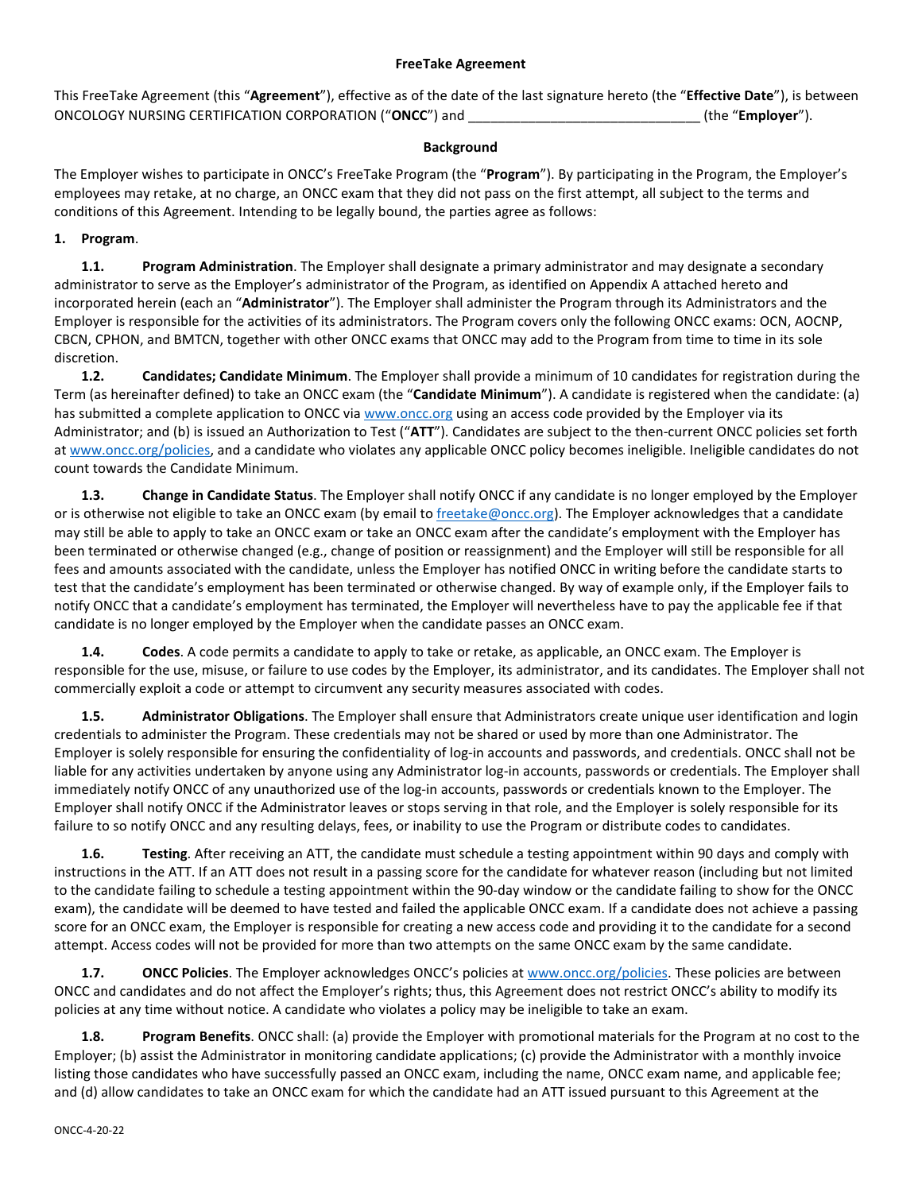# FreeTake Agreement

This FreeTake Agreement (this "**Agreement**"), effective as of the date of the last signature hereto (the "**Effective Date**"), is between ONCOLOGY NURSING CERTIFICATION CORPORATION ("**ONCC**") and ______________________________ (the "**Employer**").

## Background

The Employer wishes to participate in ONCC's FreeTake Program (the "**Program**"). By participating in the Program, the Employer's employees may retake, at no charge, an ONCC exam that they did not pass on the first attempt, all subject to the terms and conditions of this Agreement. Intending to be legally bound, the parties agree as follows:

**1. Program**.

**1.1. Program Administration**. The Employer shall designate a primary administrator and may designate a secondary administrator to serve as the Employer's administrator of the Program, as identified on Appendix A attached hereto and incorporated herein (each an "**Administrator**"). The Employer shall administer the Program through its Administrators and the Employer is responsible for the activities of its administrators. The Program covers only the following ONCC exams: OCN, AOCNP, CBCN, CPHON, and BMTCN, together with other ONCC exams that ONCC may add to the Program from time to time in its sole discretion.

**1.2. Candidates; Candidate Minimum**. The Employer shall provide a minimum of 10 candidates for registration during the Term (as hereinafter defined) to take an ONCC exam (the "**Candidate Minimum**"). A candidate is registered when the candidate: (a) has submitted a complete application to ONCC via www.oncc.org using an access code provided by the Employer via its Administrator; and (b) is issued an Authorization to Test ("**ATT**"). Candidates are subject to the then-current ONCC policies set forth at www.oncc.org/policies, and a candidate who violates any applicable ONCC policy becomes ineligible. Ineligible candidates do not count towards the Candidate Minimum.

**1.3. Change in Candidate Status**. The Employer shall notify ONCC if any candidate is no longer employed by the Employer or is otherwise not eligible to take an ONCC exam (by email to freetake@oncc.org). The Employer acknowledges that a candidate may still be able to apply to take an ONCC exam or take an ONCC exam after the candidate's employment with the Employer has been terminated or otherwise changed (e.g., change of position or reassignment) and the Employer will still be responsible for all fees and amounts associated with the candidate, unless the Employer has notified ONCC in writing before the candidate starts to test that the candidate's employment has been terminated or otherwise changed. By way of example only, if the Employer fails to notify ONCC that a candidate's employment has terminated, the Employer will nevertheless have to pay the applicable fee if that candidate is no longer employed by the Employer when the candidate passes an ONCC exam.

**1.4. Codes**. A code permits a candidate to apply to take or retake, as applicable, an ONCC exam. The Employer is responsible for the use, misuse, or failure to use codes by the Employer, its administrator, and its candidates. The Employer shall not commercially exploit a code or attempt to circumvent any security measures associated with codes.

**1.5. Administrator Obligations**. The Employer shall ensure that Administrators create unique user identification and login credentials to administer the Program. These credentials may not be shared or used by more than one Administrator. The Employer is solely responsible for ensuring the confidentiality of log-in accounts and passwords, and credentials. ONCC shall not be liable for any activities undertaken by anyone using any Administrator log-in accounts, passwords or credentials. The Employer shall immediately notify ONCC of any unauthorized use of the log-in accounts, passwords or credentials known to the Employer. The Employer shall notify ONCC if the Administrator leaves or stops serving in that role, and the Employer is solely responsible for its failure to so notify ONCC and any resulting delays, fees, or inability to use the Program or distribute codes to candidates.

**1.6. Testing**. After receiving an ATT, the candidate must schedule a testing appointment within 90 days and comply with instructions in the ATT. If an ATT does not result in a passing score for the candidate for whatever reason (including but not limited to the candidate failing to schedule a testing appointment within the 90-day window or the candidate failing to show for the ONCC exam), the candidate will be deemed to have tested and failed the applicable ONCC exam. If a candidate does not achieve a passing score for an ONCC exam, the Employer is responsible for creating a new access code and providing it to the candidate for a second attempt. Access codes will not be provided for more than two attempts on the same ONCC exam by the same candidate.

**1.7. ONCC Policies**. The Employer acknowledges ONCC's policies at www.oncc.org/policies. These policies are between ONCC and candidates and do not affect the Employer's rights; thus, this Agreement does not restrict ONCC's ability to modify its policies at any time without notice. A candidate who violates a policy may be ineligible to take an exam.

**1.8. Program Benefits**. ONCC shall: (a) provide the Employer with promotional materials for the Program at no cost to the Employer; (b) assist the Administrator in monitoring candidate applications; (c) provide the Administrator with a monthly invoice listing those candidates who have successfully passed an ONCC exam, including the name, ONCC exam name, and applicable fee; and (d) allow candidates to take an ONCC exam for which the candidate had an ATT issued pursuant to this Agreement at the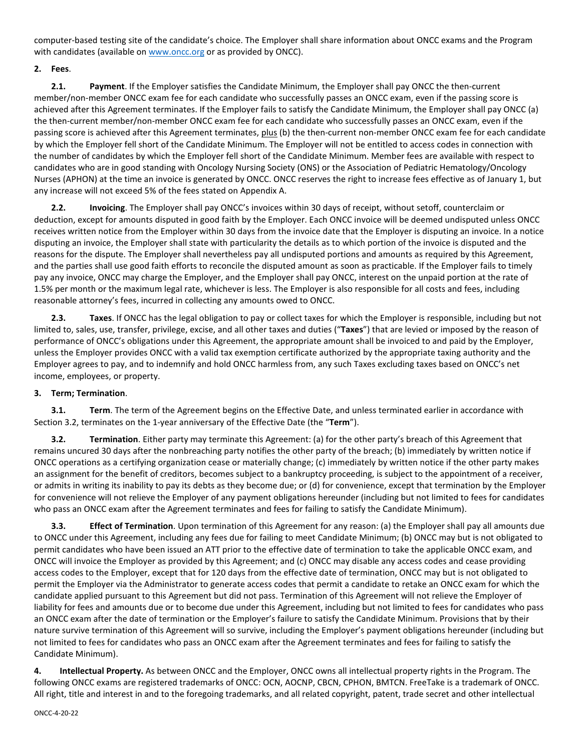computer-based testing site of the candidate's choice. The Employer shall share information about ONCC exams and the Program with candidates (available on [www.oncc.org](http://www.oncc.org) or as provided by ONCC).

**2. Fees**.

**2.1. Payment**. If the Employer satisfies the Candidate Minimum, the Employer shall pay ONCC the then-current member/non-member ONCC exam fee for each candidate who successfully passes an ONCC exam, even if the passing score is achieved after this Agreement terminates. If the Employer fails to satisfy the Candidate Minimum, the Employer shall pay ONCC (a) the then-current member/non-member ONCC exam fee for each candidate who successfully passes an ONCC exam, even if the passing score is achieved after this Agreement terminates, plus (b) the then-current non-member ONCC exam fee for each candidate by which the Employer fell short of the Candidate Minimum. The Employer will not be entitled to access codes in connection with the number of candidates by which the Employer fell short of the Candidate Minimum. Member fees are available with respect to candidates who are in good standing with Oncology Nursing Society (ONS) or the Association of Pediatric Hematology/Oncology Nurses (APHON) at the time an invoice is generated by ONCC. ONCC reserves the right to increase fees effective as of January 1, but any increase will not exceed 5% of the fees stated on Appendix A.

**2.2. Invoicing**. The Employer shall pay ONCC's invoices within 30 days of receipt, without setoff, counterclaim or deduction, except for amounts disputed in good faith by the Employer. Each ONCC invoice will be deemed undisputed unless ONCC receives written notice from the Employer within 30 days from the invoice date that the Employer is disputing an invoice. In a notice disputing an invoice, the Employer shall state with particularity the details as to which portion of the invoice is disputed and the reasons for the dispute. The Employer shall nevertheless pay all undisputed portions and amounts as required by this Agreement, and the parties shall use good faith efforts to reconcile the disputed amount as soon as practicable. If the Employer fails to timely pay any invoice, ONCC may charge the Employer, and the Employer shall pay ONCC, interest on the unpaid portion at the rate of 1.5% per month or the maximum legal rate, whichever is less. The Employer is also responsible for all costs and fees, including reasonable attorney's fees, incurred in collecting any amounts owed to ONCC.

**2.3. Taxes**. If ONCC has the legal obligation to pay or collect taxes for which the Employer is responsible, including but not limited to, sales, use, transfer, privilege, excise, and all other taxes and duties ("**Taxes**") that are levied or imposed by the reason of performance of ONCC's obligations under this Agreement, the appropriate amount shall be invoiced to and paid by the Employer, unless the Employer provides ONCC with a valid tax exemption certificate authorized by the appropriate taxing authority and the Employer agrees to pay, and to indemnify and hold ONCC harmless from, any such Taxes excluding taxes based on ONCC's net income, employees, or property.

**3. Term; Termination**.

**3.1. Term**. The term of the Agreement begins on the Effective Date, and unless terminated earlier in accordance with Section 3.2, terminates on the 1-year anniversary of the Effective Date (the "**Term**").

**3.2. Termination**. Either party may terminate this Agreement: (a) for the other party's breach of this Agreement that remains uncured 30 days after the nonbreaching party notifies the other party of the breach; (b) immediately by written notice if ONCC operations as a certifying organization cease or materially change; (c) immediately by written notice if the other party makes an assignment for the benefit of creditors, becomes subject to a bankruptcy proceeding, is subject to the appointment of a receiver, or admits in writing its inability to pay its debts as they become due; or (d) for convenience, except that termination by the Employer for convenience will not relieve the Employer of any payment obligations hereunder (including but not limited to fees for candidates who pass an ONCC exam after the Agreement terminates and fees for failing to satisfy the Candidate Minimum).

**3.3. Effect of Termination**. Upon termination of this Agreement for any reason: (a) the Employer shall pay all amounts due to ONCC under this Agreement, including any fees due for failing to meet Candidate Minimum; (b) ONCC may but is not obligated to permit candidates who have been issued an ATT prior to the effective date of termination to take the applicable ONCC exam, and ONCC will invoice the Employer as provided by this Agreement; and (c) ONCC may disable any access codes and cease providing access codes to the Employer, except that for 120 days from the effective date of termination, ONCC may but is not obligated to permit the Employer via the Administrator to generate access codes that permit a candidate to retake an ONCC exam for which the candidate applied pursuant to this Agreement but did not pass. Termination of this Agreement will not relieve the Employer of liability for fees and amounts due or to become due under this Agreement, including but not limited to fees for candidates who pass an ONCC exam after the date of termination or the Employer's failure to satisfy the Candidate Minimum. Provisions that by their nature survive termination of this Agreement will so survive, including the Employer's payment obligations hereunder (including but not limited to fees for candidates who pass an ONCC exam after the Agreement terminates and fees for failing to satisfy the Candidate Minimum).

**4. Intellectual Property.** As between ONCC and the Employer, ONCC owns all intellectual property rights in the Program. The following ONCC exams are registered trademarks of ONCC: OCN, AOCNP, CBCN, CPHON, BMTCN. FreeTake is a trademark of ONCC. All right, title and interest in and to the foregoing trademarks, and all related copyright, patent, trade secret and other intellectual

ONCC-4-20-22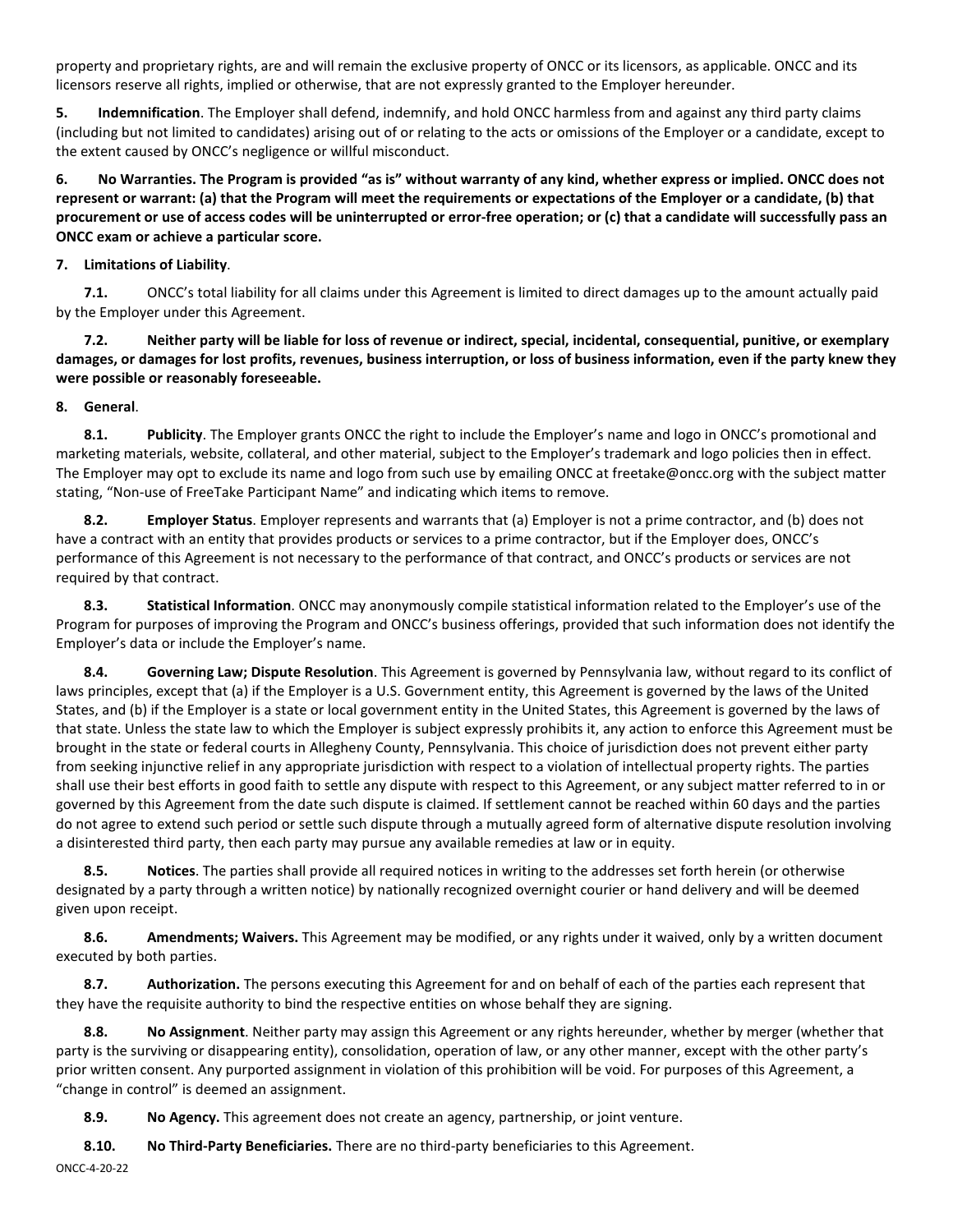property and proprietary rights, are and will remain the exclusive property of ONCC or its licensors, as applicable. ONCC and its licensors reserve all rights, implied or otherwise, that are not expressly granted to the Employer hereunder.

**5. Indemnification**. The Employer shall defend, indemnify, and hold ONCC harmless from and against any third party claims (including but not limited to candidates) arising out of or relating to the acts or omissions of the Employer or a candidate, except to the extent caused by ONCC's negligence or willful misconduct.

**6. No Warranties. The Program is provided "as is" without warranty of any kind, whether express or implied. ONCC does not represent or warrant: (a) that the Program will meet the requirements or expectations of the Employer or a candidate, (b) that procurement or use of access codes will be uninterrupted or error-free operation; or (c) that a candidate will successfully pass an ONCC exam or achieve a particular score.**

**7. Limitations of Liability**.

**7.1.** ONCC's total liability for all claims under this Agreement is limited to direct damages up to the amount actually paid by the Employer under this Agreement.

**7.2. Neither party will be liable for loss of revenue or indirect, special, incidental, consequential, punitive, or exemplary damages, or damages for lost profits, revenues, business interruption, or loss of business information, even if the party knew they were possible or reasonably foreseeable.**

**8. General**.

**8.1. Publicity**. The Employer grants ONCC the right to include the Employer's name and logo in ONCC's promotional and marketing materials, website, collateral, and other material, subject to the Employer's trademark and logo policies then in effect. The Employer may opt to exclude its name and logo from such use by emailing ONCC at freetake@oncc.org with the subject matter stating, "Non-use of FreeTake Participant Name" and indicating which items to remove.

**8.2. Employer Status**. Employer represents and warrants that (a) Employer is not a prime contractor, and (b) does not have a contract with an entity that provides products or services to a prime contractor, but if the Employer does, ONCC's performance of this Agreement is not necessary to the performance of that contract, and ONCC's products or services are not required by that contract.

**8.3. Statistical Information**. ONCC may anonymously compile statistical information related to the Employer's use of the Program for purposes of improving the Program and ONCC's business offerings, provided that such information does not identify the Employer's data or include the Employer's name.

**8.4. Governing Law; Dispute Resolution**. This Agreement is governed by Pennsylvania law, without regard to its conflict of laws principles, except that (a) if the Employer is a U.S. Government entity, this Agreement is governed by the laws of the United States, and (b) if the Employer is a state or local government entity in the United States, this Agreement is governed by the laws of that state. Unless the state law to which the Employer is subject expressly prohibits it, any action to enforce this Agreement must be brought in the state or federal courts in Allegheny County, Pennsylvania. This choice of jurisdiction does not prevent either party from seeking injunctive relief in any appropriate jurisdiction with respect to a violation of intellectual property rights. The parties shall use their best efforts in good faith to settle any dispute with respect to this Agreement, or any subject matter referred to in or governed by this Agreement from the date such dispute is claimed. If settlement cannot be reached within 60 days and the parties do not agree to extend such period or settle such dispute through a mutually agreed form of alternative dispute resolution involving a disinterested third party, then each party may pursue any available remedies at law or in equity.

**8.5. Notices**. The parties shall provide all required notices in writing to the addresses set forth herein (or otherwise designated by a party through a written notice) by nationally recognized overnight courier or hand delivery and will be deemed given upon receipt.

**8.6. Amendments; Waivers.** This Agreement may be modified, or any rights under it waived, only by a written document executed by both parties.

**8.7. Authorization.** The persons executing this Agreement for and on behalf of each of the parties each represent that they have the requisite authority to bind the respective entities on whose behalf they are signing.

**8.8. No Assignment**. Neither party may assign this Agreement or any rights hereunder, whether by merger (whether that party is the surviving or disappearing entity), consolidation, operation of law, or any other manner, except with the other party's prior written consent. Any purported assignment in violation of this prohibition will be void. For purposes of this Agreement, a "change in control" is deemed an assignment.

**8.9. No Agency.** This agreement does not create an agency, partnership, or joint venture.

**8.10. No Third-Party Beneficiaries.** There are no third-party beneficiaries to this Agreement.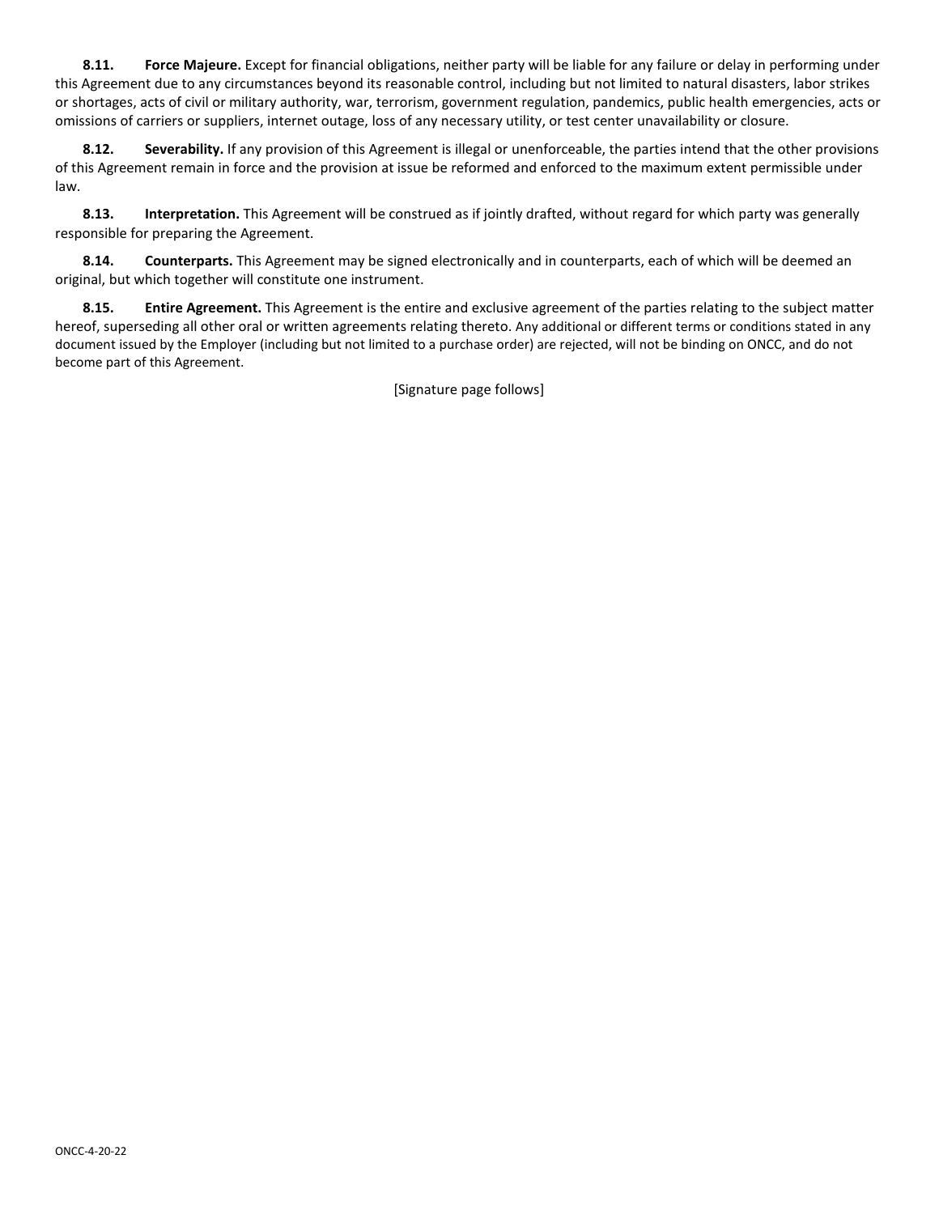**8.11. Force Majeure.** Except for financial obligations, neither party will be liable for any failure or delay in performing under this Agreement due to any circumstances beyond its reasonable control, including but not limited to natural disasters, labor strikes or shortages, acts of civil or military authority, war, terrorism, government regulation, pandemics, public health emergencies, acts or omissions of carriers or suppliers, internet outage, loss of any necessary utility, or test center unavailability or closure.

**8.12. Severability.** If any provision of this Agreement is illegal or unenforceable, the parties intend that the other provisions of this Agreement remain in force and the provision at issue be reformed and enforced to the maximum extent permissible under law.

**8.13. Interpretation.** This Agreement will be construed as if jointly drafted, without regard for which party was generally responsible for preparing the Agreement.

**8.14. Counterparts.** This Agreement may be signed electronically and in counterparts, each of which will be deemed an original, but which together will constitute one instrument.

**8.15. Entire Agreement.** This Agreement is the entire and exclusive agreement of the parties relating to the subject matter hereof, superseding all other oral or written agreements relating thereto. Any additional or different terms or conditions stated in any document issued by the Employer (including but not limited to a purchase order) are rejected, will not be binding on ONCC, and do not become part of this Agreement.

[Signature page follows]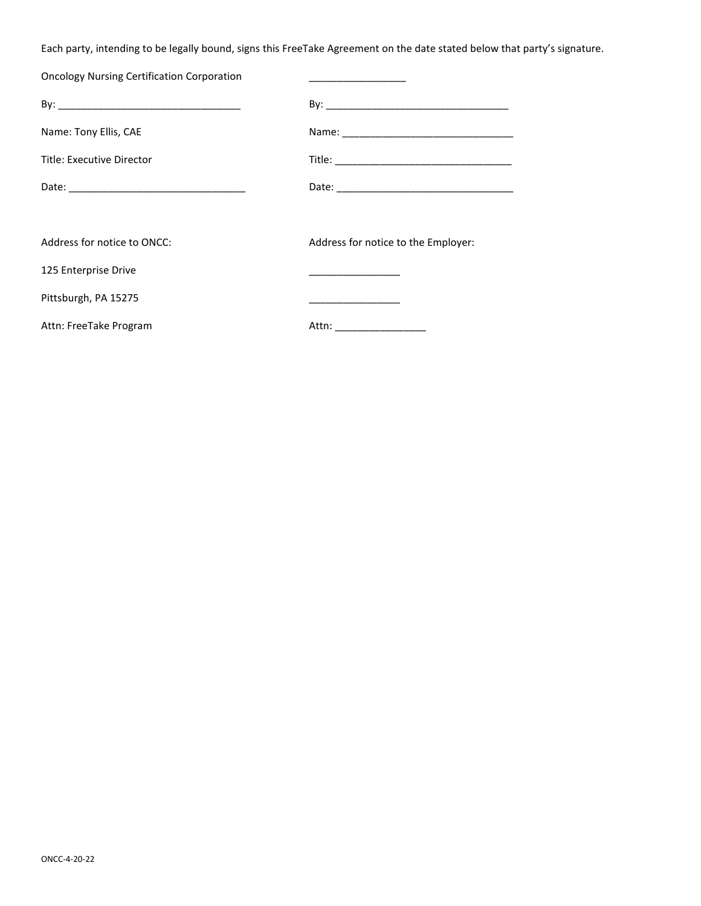Each party, intending to be legally bound, signs this FreeTake Agreement on the date stated below that party's signature.

| Oncology Nursing Certification Corporation | _________________ |
|---|---|
| By: ________________________________ | By: ________________________________ |
| Name: Tony Ellis, CAE | Name: ______________________________ |
| Title: Executive Director | Title: _______________________________ |
| Date: ______________________________ | Date: ______________________________ |
| | |
| Address for notice to ONCC: | Address for notice to the Employer: |
| 125 Enterprise Drive | ________________ |
| Pittsburgh, PA 15275 | ________________ |
| Attn: FreeTake Program | Attn: ________________ |

ONCC-4-20-22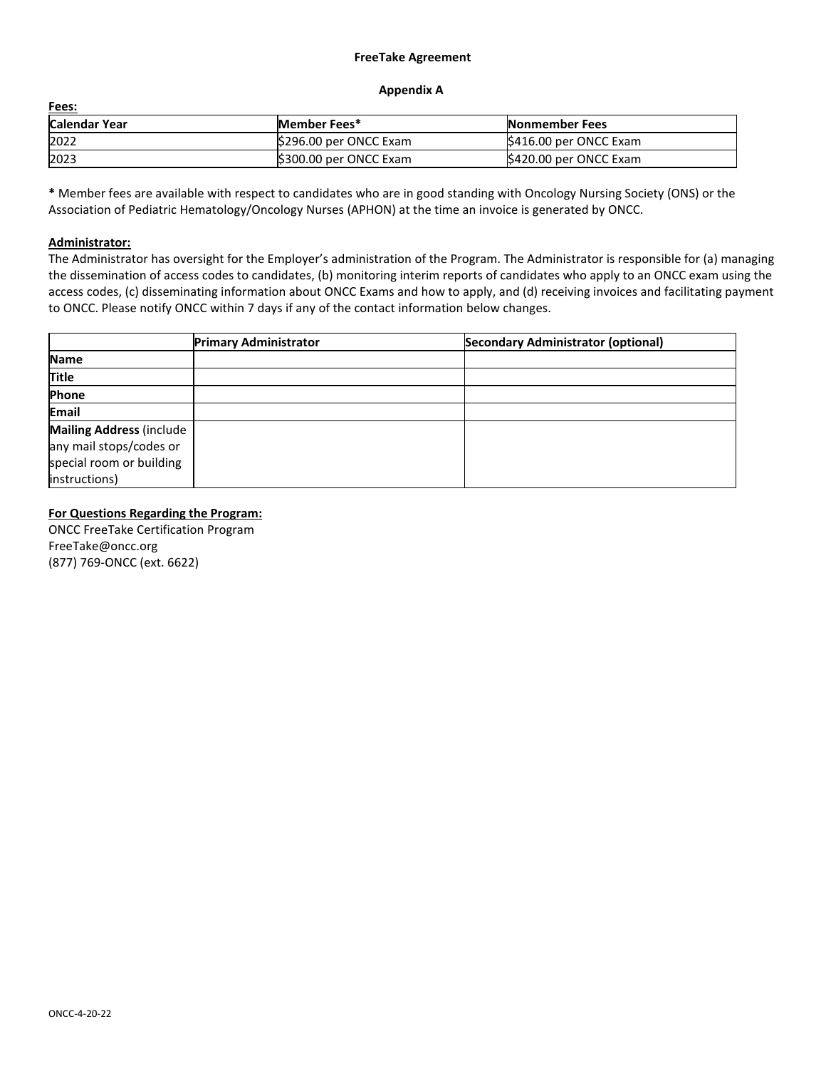**FreeTake Agreement**

**Appendix A**

**Fees:**

| Calendar Year | Member Fees* | Nonmember Fees |
|---|---|---|
| 2022 | $296.00 per ONCC Exam | $416.00 per ONCC Exam |
| 2023 | $300.00 per ONCC Exam | $420.00 per ONCC Exam |

**\*** Member fees are available with respect to candidates who are in good standing with Oncology Nursing Society (ONS) or the Association of Pediatric Hematology/Oncology Nurses (APHON) at the time an invoice is generated by ONCC.

**Administrator:**

The Administrator has oversight for the Employer's administration of the Program. The Administrator is responsible for (a) managing the dissemination of access codes to candidates, (b) monitoring interim reports of candidates who apply to an ONCC exam using the access codes, (c) disseminating information about ONCC Exams and how to apply, and (d) receiving invoices and facilitating payment to ONCC. Please notify ONCC within 7 days if any of the contact information below changes.

| | Primary Administrator | Secondary Administrator (optional) |
|---|---|---|
| **Name** | | |
| **Title** | | |
| **Phone** | | |
| **Email** | | |
| **Mailing Address** (include any mail stops/codes or special room or building instructions) | | |

**For Questions Regarding the Program:**

ONCC FreeTake Certification Program
FreeTake@oncc.org
(877) 769-ONCC (ext. 6622)

ONCC-4-20-22